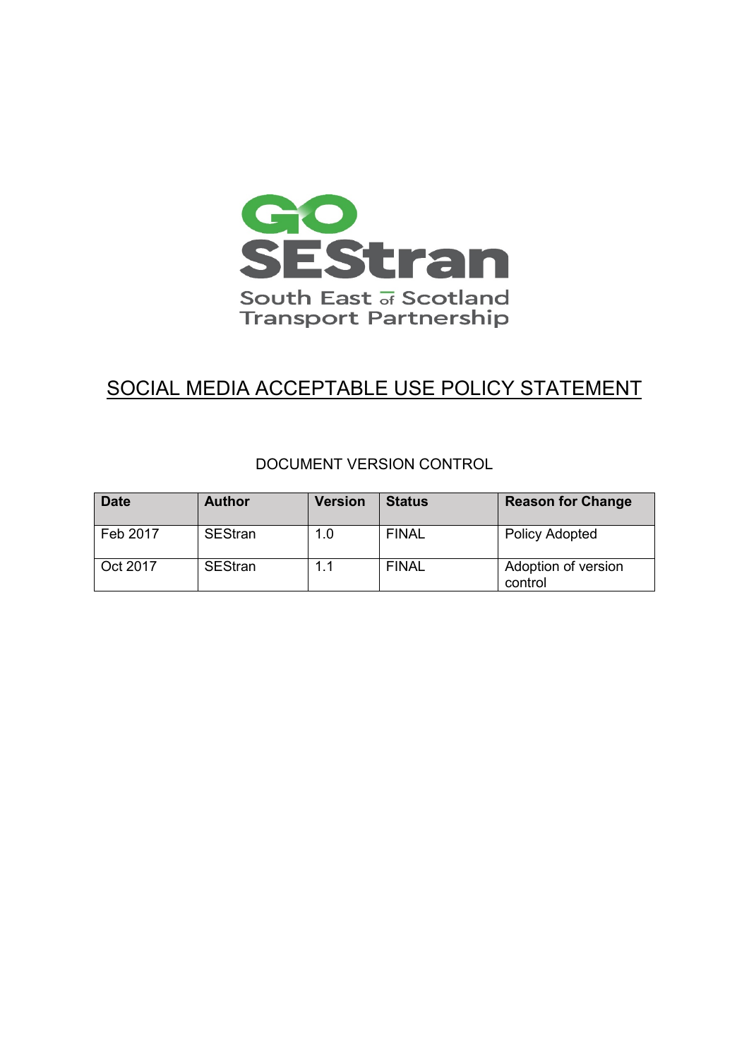GO SEStran

South East of Scotland Transport Partnership

# SOCIAL MEDIA ACCEPTABLE USE POLICY STATEMENT

DOCUMENT VERSION CONTROL

| Date | Author | Version | Status | Reason for Change |
|---|---|---|---|---|
| Feb 2017 | SEStran | 1.0 | FINAL | Policy Adopted |
| Oct 2017 | SEStran | 1.1 | FINAL | Adoption of version control |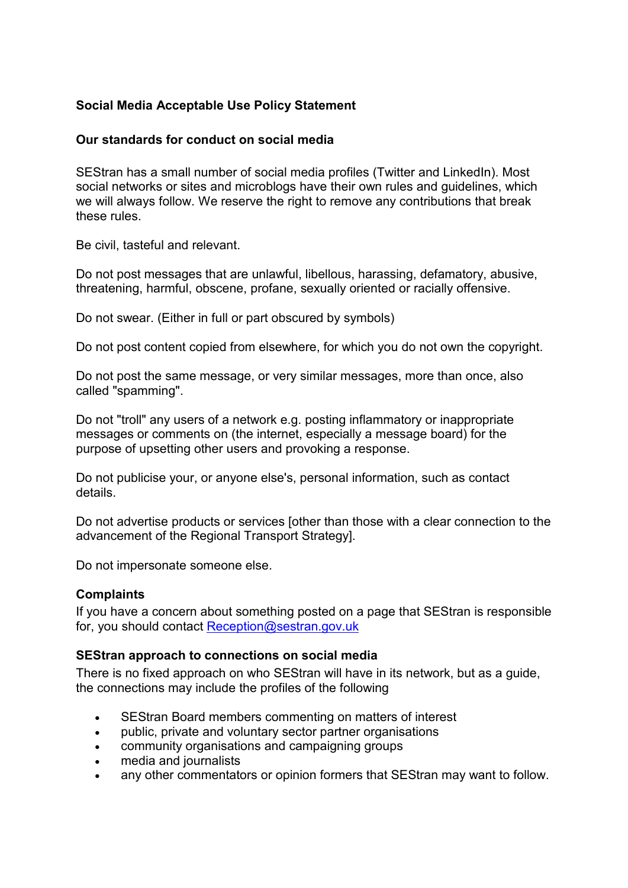**Social Media Acceptable Use Policy Statement**

**Our standards for conduct on social media**

SEStran has a small number of social media profiles (Twitter and LinkedIn). Most social networks or sites and microblogs have their own rules and guidelines, which we will always follow. We reserve the right to remove any contributions that break these rules.

Be civil, tasteful and relevant.

Do not post messages that are unlawful, libellous, harassing, defamatory, abusive, threatening, harmful, obscene, profane, sexually oriented or racially offensive.

Do not swear. (Either in full or part obscured by symbols)

Do not post content copied from elsewhere, for which you do not own the copyright.

Do not post the same message, or very similar messages, more than once, also called "spamming".

Do not "troll" any users of a network e.g. posting inflammatory or inappropriate messages or comments on (the internet, especially a message board) for the purpose of upsetting other users and provoking a response.

Do not publicise your, or anyone else's, personal information, such as contact details.

Do not advertise products or services [other than those with a clear connection to the advancement of the Regional Transport Strategy].

Do not impersonate someone else.

**Complaints**

If you have a concern about something posted on a page that SEStran is responsible for, you should contact Reception@sestran.gov.uk

**SEStran approach to connections on social media**

There is no fixed approach on who SEStran will have in its network, but as a guide, the connections may include the profiles of the following

- SEStran Board members commenting on matters of interest
- public, private and voluntary sector partner organisations
- community organisations and campaigning groups
- media and journalists
- any other commentators or opinion formers that SEStran may want to follow.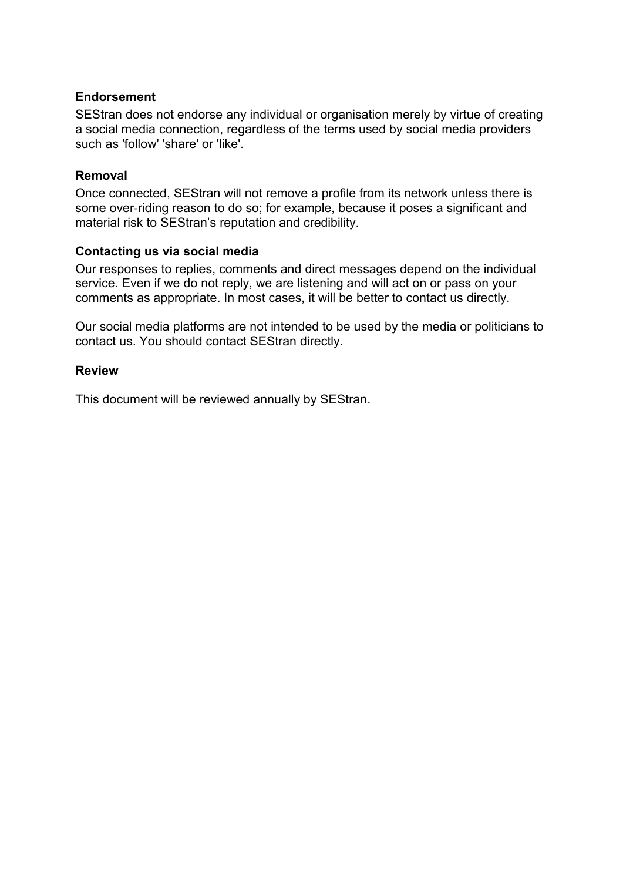**Endorsement**

SEStran does not endorse any individual or organisation merely by virtue of creating a social media connection, regardless of the terms used by social media providers such as 'follow' 'share' or 'like'.

**Removal**

Once connected, SEStran will not remove a profile from its network unless there is some over-riding reason to do so; for example, because it poses a significant and material risk to SEStran's reputation and credibility.

**Contacting us via social media**

Our responses to replies, comments and direct messages depend on the individual service. Even if we do not reply, we are listening and will act on or pass on your comments as appropriate. In most cases, it will be better to contact us directly.

Our social media platforms are not intended to be used by the media or politicians to contact us. You should contact SEStran directly.

**Review**

This document will be reviewed annually by SEStran.